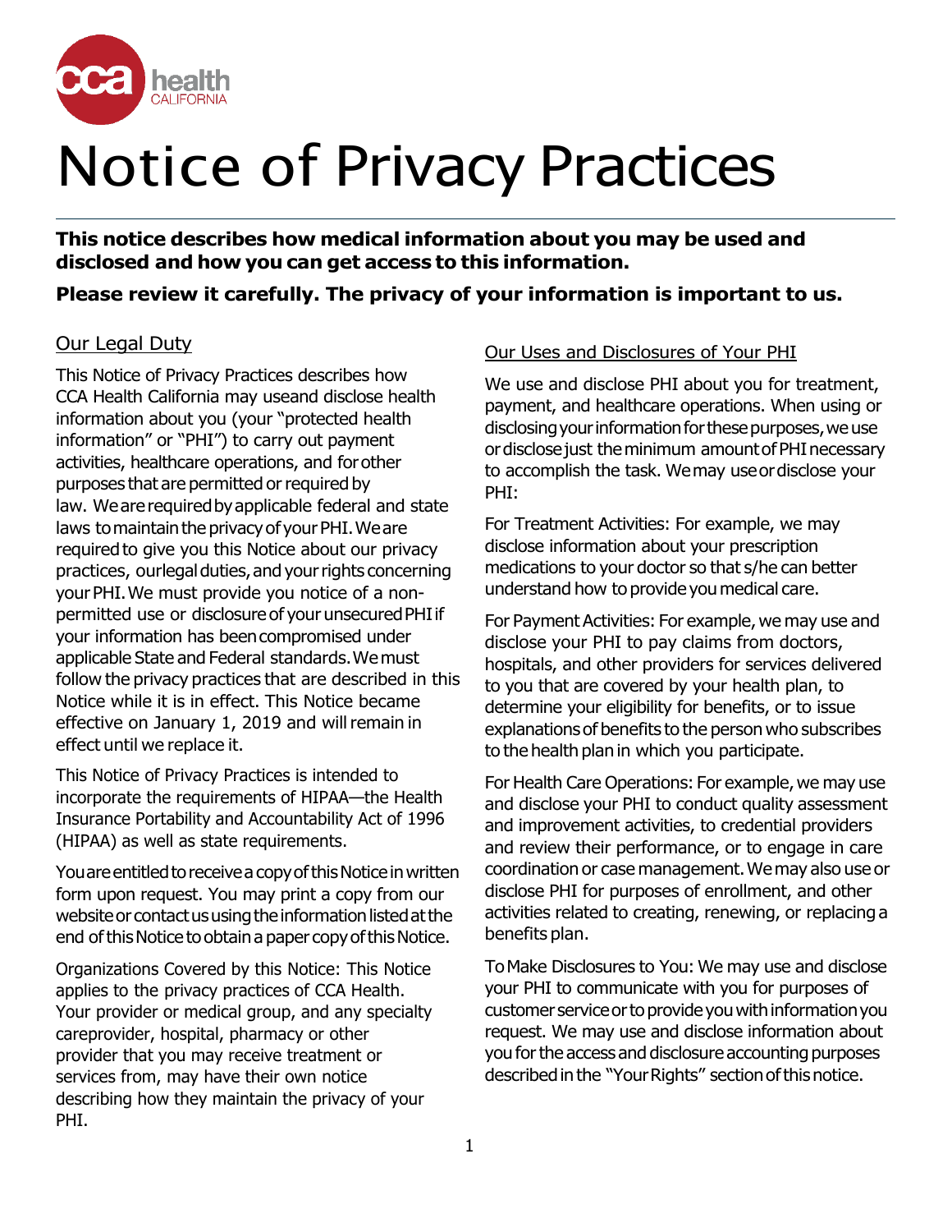cca health CALIFORNIA

# Notice of Privacy Practices

**This notice describes how medical information about you may be used and disclosed and how you can get access to this information.**

**Please review it carefully. The privacy of your information is important to us.**

## Our Legal Duty

This Notice of Privacy Practices describes how CCA Health California may useand disclose health information about you (your "protected health information" or "PHI") to carry out payment activities, healthcare operations, and forother purposes that are permitted or required by law. We are required by applicable federal and state laws to maintain the privacy of your PHI. We are required to give you this Notice about our privacy practices, ourlegal duties, and your rights concerning your PHI. We must provide you notice of a non-permitted use or disclosure of your unsecured PHI if your information has been compromised under applicable State and Federal standards. We must follow the privacy practices that are described in this Notice while it is in effect. This Notice became effective on January 1, 2019 and will remain in effect until we replace it.

This Notice of Privacy Practices is intended to incorporate the requirements of HIPAA—the Health Insurance Portability and Accountability Act of 1996 (HIPAA) as well as state requirements.

You are entitled to receive a copy of this Notice in written form upon request. You may print a copy from our website or contact us using the information listed at the end of this Notice to obtain a paper copy of this Notice.

Organizations Covered by this Notice: This Notice applies to the privacy practices of CCA Health. Your provider or medical group, and any specialty careprovider, hospital, pharmacy or other provider that you may receive treatment or services from, may have their own notice describing how they maintain the privacy of your PHI.

## Our Uses and Disclosures of Your PHI

We use and disclose PHI about you for treatment, payment, and healthcare operations. When using or disclosing your information for these purposes, we use or disclose just the minimum amount of PHI necessary to accomplish the task. We may use or disclose your PHI:

For Treatment Activities: For example, we may disclose information about your prescription medications to your doctor so that s/he can better understand how to provide you medical care.

For Payment Activities: For example, we may use and disclose your PHI to pay claims from doctors, hospitals, and other providers for services delivered to you that are covered by your health plan, to determine your eligibility for benefits, or to issue explanations of benefits to the person who subscribes to the health plan in which you participate.

For Health Care Operations: For example, we may use and disclose your PHI to conduct quality assessment and improvement activities, to credential providers and review their performance, or to engage in care coordination or case management. We may also use or disclose PHI for purposes of enrollment, and other activities related to creating, renewing, or replacing a benefits plan.

To Make Disclosures to You: We may use and disclose your PHI to communicate with you for purposes of customer service or to provide you with information you request. We may use and disclose information about you for the access and disclosure accounting purposes described in the "Your Rights" section of this notice.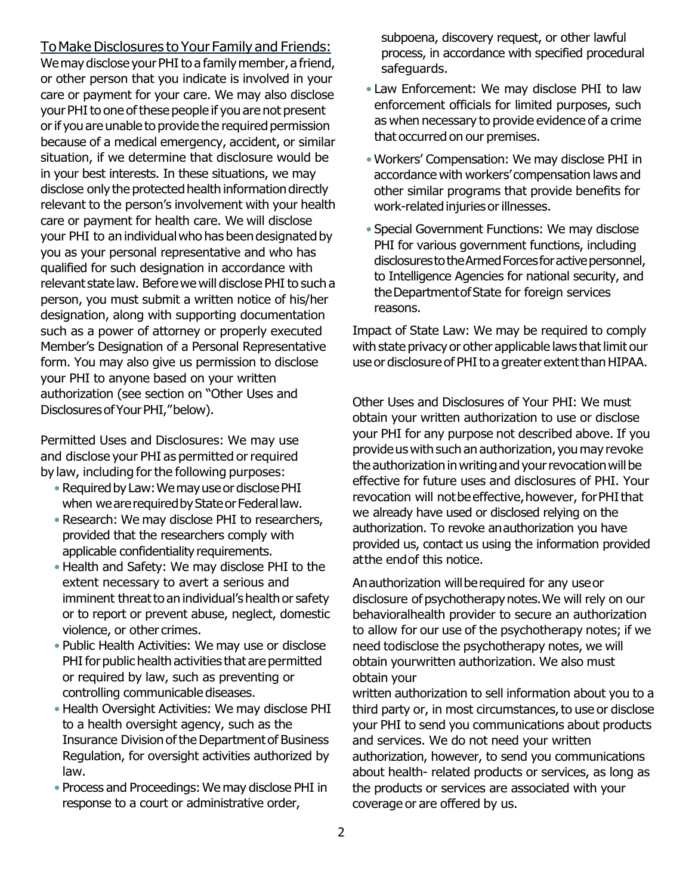To Make Disclosures to Your Family and Friends: We may disclose your PHI to a family member, a friend, or other person that you indicate is involved in your care or payment for your care. We may also disclose your PHI to one of these people if you are not present or if you are unable to provide the required permission because of a medical emergency, accident, or similar situation, if we determine that disclosure would be in your best interests. In these situations, we may disclose only the protected health information directly relevant to the person's involvement with your health care or payment for health care. We will disclose your PHI to an individual who has been designated by you as your personal representative and who has qualified for such designation in accordance with relevant state law. Before we will disclose PHI to such a person, you must submit a written notice of his/her designation, along with supporting documentation such as a power of attorney or properly executed Member's Designation of a Personal Representative form. You may also give us permission to disclose your PHI to anyone based on your written authorization (see section on "Other Uses and Disclosures of Your PHI," below).

Permitted Uses and Disclosures: We may use and disclose your PHI as permitted or required by law, including for the following purposes:

- Required by Law: We may use or disclose PHI when we are required by State or Federal law.
- Research: We may disclose PHI to researchers, provided that the researchers comply with applicable confidentiality requirements.
- Health and Safety: We may disclose PHI to the extent necessary to avert a serious and imminent threat to an individual's health or safety or to report or prevent abuse, neglect, domestic violence, or other crimes.
- Public Health Activities: We may use or disclose PHI for public health activities that are permitted or required by law, such as preventing or controlling communicable diseases.
- Health Oversight Activities: We may disclose PHI to a health oversight agency, such as the Insurance Division of the Department of Business Regulation, for oversight activities authorized by law.
- Process and Proceedings: We may disclose PHI in response to a court or administrative order, subpoena, discovery request, or other lawful process, in accordance with specified procedural safeguards.
- Law Enforcement: We may disclose PHI to law enforcement officials for limited purposes, such as when necessary to provide evidence of a crime that occurred on our premises.
- Workers' Compensation: We may disclose PHI in accordance with workers' compensation laws and other similar programs that provide benefits for work-related injuries or illnesses.
- Special Government Functions: We may disclose PHI for various government functions, including disclosures to the Armed Forces for active personnel, to Intelligence Agencies for national security, and the Department of State for foreign services reasons.

Impact of State Law: We may be required to comply with state privacy or other applicable laws that limit our use or disclosure of PHI to a greater extent than HIPAA.

Other Uses and Disclosures of Your PHI: We must obtain your written authorization to use or disclose your PHI for any purpose not described above. If you provide us with such an authorization, you may revoke the authorization in writing and your revocation will be effective for future uses and disclosures of PHI. Your revocation will not be effective, however, for PHI that we already have used or disclosed relying on the authorization. To revoke an authorization you have provided us, contact us using the information provided at the end of this notice.

An authorization will be required for any use or disclosure of psychotherapy notes. We will rely on our behavioralhealth provider to secure an authorization to allow for our use of the psychotherapy notes; if we need todisclose the psychotherapy notes, we will obtain yourwritten authorization. We also must obtain your written authorization to sell information about you to a third party or, in most circumstances, to use or disclose your PHI to send you communications about products and services. We do not need your written authorization, however, to send you communications about health- related products or services, as long as the products or services are associated with your coverage or are offered by us.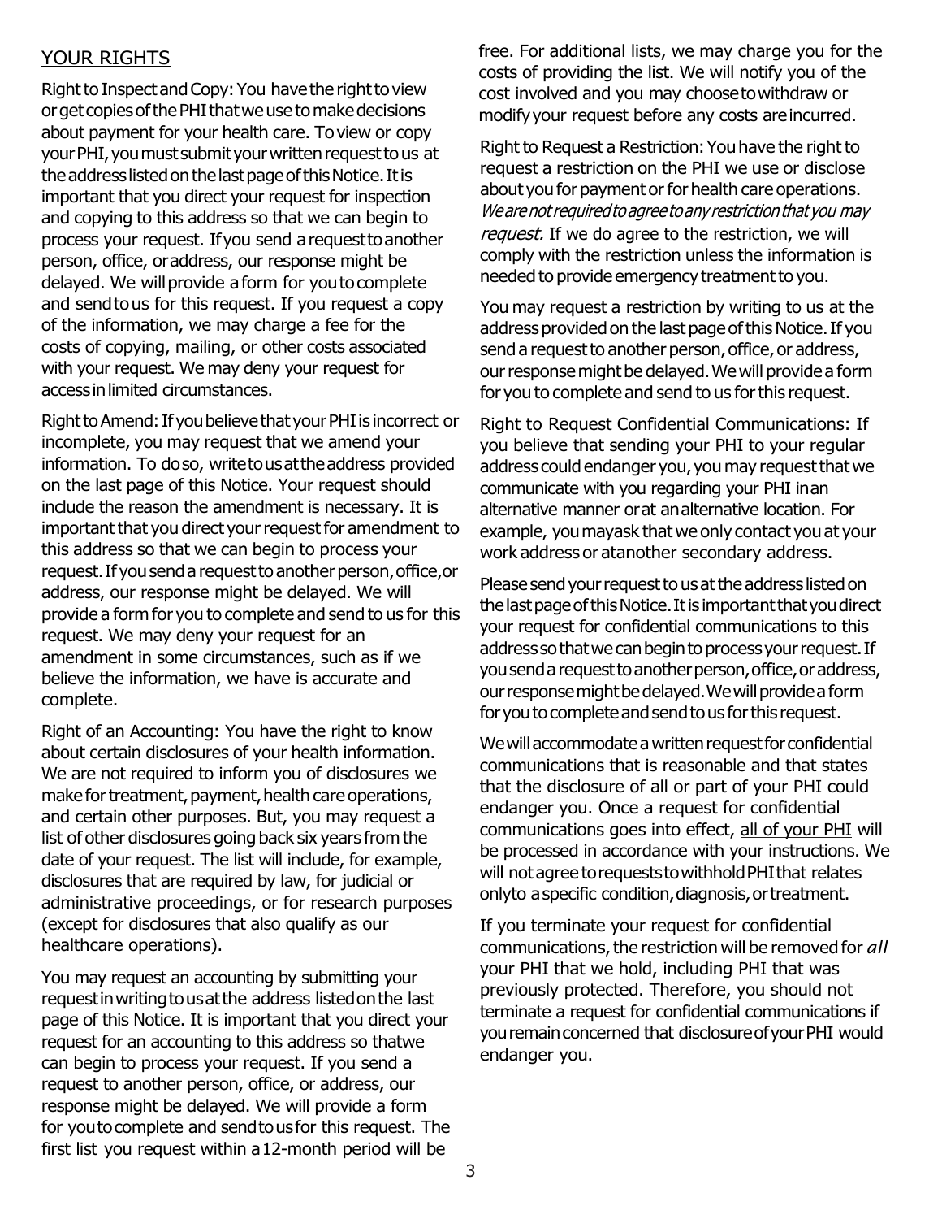## YOUR RIGHTS

Right to Inspect and Copy: You have the right to view or get copies of the PHI that we use to make decisions about payment for your health care. To view or copy your PHI, you must submit your written request to us at the address listed on the last page of this Notice. It is important that you direct your request for inspection and copying to this address so that we can begin to process your request. If you send a request to another person, office, or address, our response might be delayed. We will provide a form for you to complete and send to us for this request. If you request a copy of the information, we may charge a fee for the costs of copying, mailing, or other costs associated with your request. We may deny your request for access in limited circumstances.

Right to Amend: If you believe that your PHI is incorrect or incomplete, you may request that we amend your information. To do so, write to us at the address provided on the last page of this Notice. Your request should include the reason the amendment is necessary. It is important that you direct your request for amendment to this address so that we can begin to process your request. If you send a request to another person, office, or address, our response might be delayed. We will provide a form for you to complete and send to us for this request. We may deny your request for an amendment in some circumstances, such as if we believe the information, we have is accurate and complete.

Right of an Accounting: You have the right to know about certain disclosures of your health information. We are not required to inform you of disclosures we make for treatment, payment, health care operations, and certain other purposes. But, you may request a list of other disclosures going back six years from the date of your request. The list will include, for example, disclosures that are required by law, for judicial or administrative proceedings, or for research purposes (except for disclosures that also qualify as our healthcare operations).

You may request an accounting by submitting your request in writing to us at the address listed on the last page of this Notice. It is important that you direct your request for an accounting to this address so that we can begin to process your request. If you send a request to another person, office, or address, our response might be delayed. We will provide a form for you to complete and send to us for this request. The first list you request within a 12-month period will be free. For additional lists, we may charge you for the costs of providing the list. We will notify you of the cost involved and you may choose to withdraw or modify your request before any costs are incurred.

Right to Request a Restriction: You have the right to request a restriction on the PHI we use or disclose about you for payment or for health care operations. *We are not required to agree to any restriction that you may request.* If we do agree to the restriction, we will comply with the restriction unless the information is needed to provide emergency treatment to you.

You may request a restriction by writing to us at the address provided on the last page of this Notice. If you send a request to another person, office, or address, our response might be delayed. We will provide a form for you to complete and send to us for this request.

Right to Request Confidential Communications: If you believe that sending your PHI to your regular address could endanger you, you may request that we communicate with you regarding your PHI in an alternative manner or at an alternative location. For example, you may ask that we only contact you at your work address or at another secondary address.

Please send your request to us at the address listed on the last page of this Notice. It is important that you direct your request for confidential communications to this address so that we can begin to process your request. If you send a request to another person, office, or address, our response might be delayed. We will provide a form for you to complete and send to us for this request.

We will accommodate a written request for confidential communications that is reasonable and that states that the disclosure of all or part of your PHI could endanger you. Once a request for confidential communications goes into effect, <u>all of your PHI</u> will be processed in accordance with your instructions. We will not agree to requests to withhold PHI that relates only to a specific condition, diagnosis, or treatment.

If you terminate your request for confidential communications, the restriction will be removed for *all* your PHI that we hold, including PHI that was previously protected. Therefore, you should not terminate a request for confidential communications if you remain concerned that disclosure of your PHI would endanger you.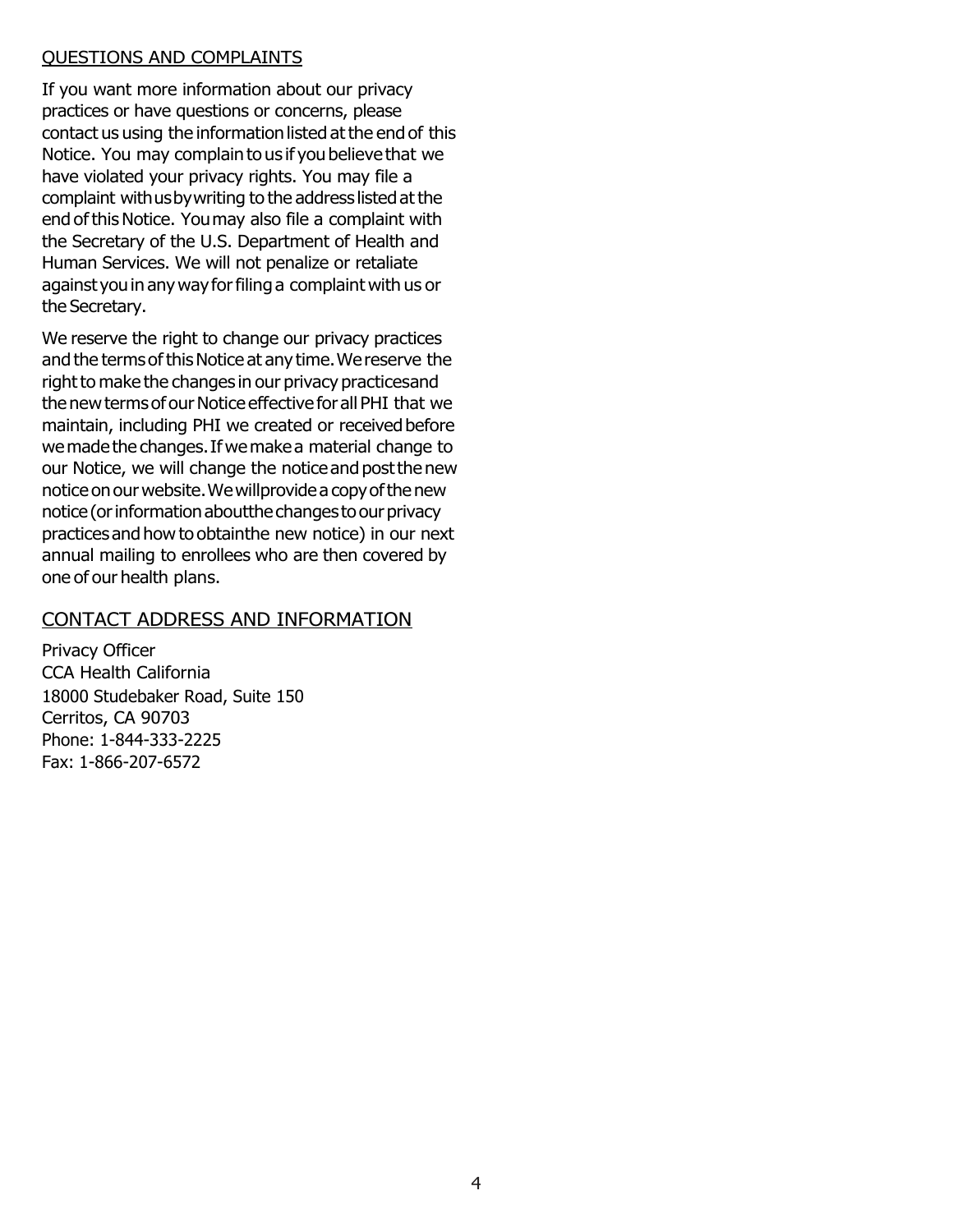## QUESTIONS AND COMPLAINTS

If you want more information about our privacy practices or have questions or concerns, please contact us using the information listed at the end of this Notice. You may complain to us if you believe that we have violated your privacy rights. You may file a complaint with us by writing to the address listed at the end of this Notice. You may also file a complaint with the Secretary of the U.S. Department of Health and Human Services. We will not penalize or retaliate against you in any way for filing a complaint with us or the Secretary.

We reserve the right to change our privacy practices and the terms of this Notice at any time. We reserve the right to make the changes in our privacy practices and the new terms of our Notice effective for all PHI that we maintain, including PHI we created or received before we made the changes. If we make a material change to our Notice, we will change the notice and post the new notice on our website. We will provide a copy of the new notice (or information about the changes to our privacy practices and how to obtain the new notice) in our next annual mailing to enrollees who are then covered by one of our health plans.

## CONTACT ADDRESS AND INFORMATION

Privacy Officer
CCA Health California
18000 Studebaker Road, Suite 150
Cerritos, CA 90703
Phone: 1-844-333-2225
Fax: 1-866-207-6572